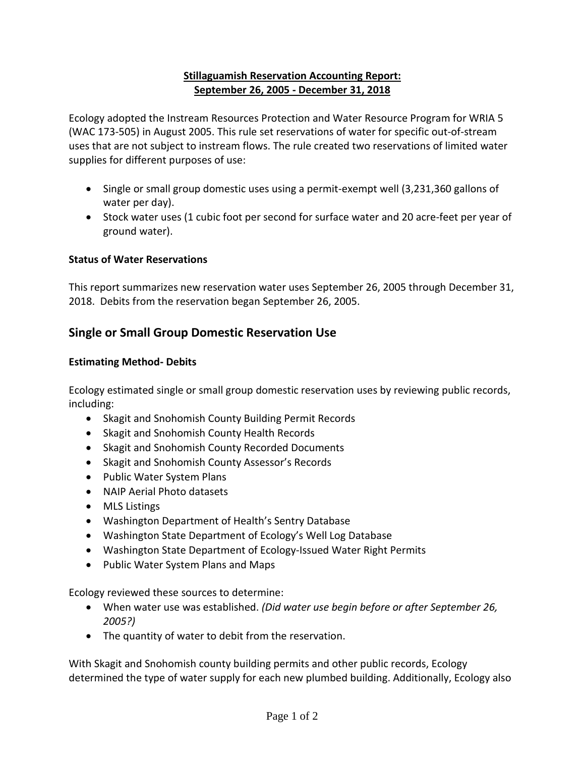**Stillaguamish Reservation Accounting Report:**
**September 26, 2005 - December 31, 2018**

Ecology adopted the Instream Resources Protection and Water Resource Program for WRIA 5 (WAC 173-505) in August 2005. This rule set reservations of water for specific out-of-stream uses that are not subject to instream flows. The rule created two reservations of limited water supplies for different purposes of use:

- Single or small group domestic uses using a permit-exempt well (3,231,360 gallons of water per day).
- Stock water uses (1 cubic foot per second for surface water and 20 acre-feet per year of ground water).

### Status of Water Reservations

This report summarizes new reservation water uses September 26, 2005 through December 31, 2018. Debits from the reservation began September 26, 2005.

## Single or Small Group Domestic Reservation Use

### Estimating Method- Debits

Ecology estimated single or small group domestic reservation uses by reviewing public records, including:

- Skagit and Snohomish County Building Permit Records
- Skagit and Snohomish County Health Records
- Skagit and Snohomish County Recorded Documents
- Skagit and Snohomish County Assessor's Records
- Public Water System Plans
- NAIP Aerial Photo datasets
- MLS Listings
- Washington Department of Health's Sentry Database
- Washington State Department of Ecology's Well Log Database
- Washington State Department of Ecology-Issued Water Right Permits
- Public Water System Plans and Maps

Ecology reviewed these sources to determine:

- When water use was established. *(Did water use begin before or after September 26, 2005?)*
- The quantity of water to debit from the reservation.

With Skagit and Snohomish county building permits and other public records, Ecology determined the type of water supply for each new plumbed building. Additionally, Ecology also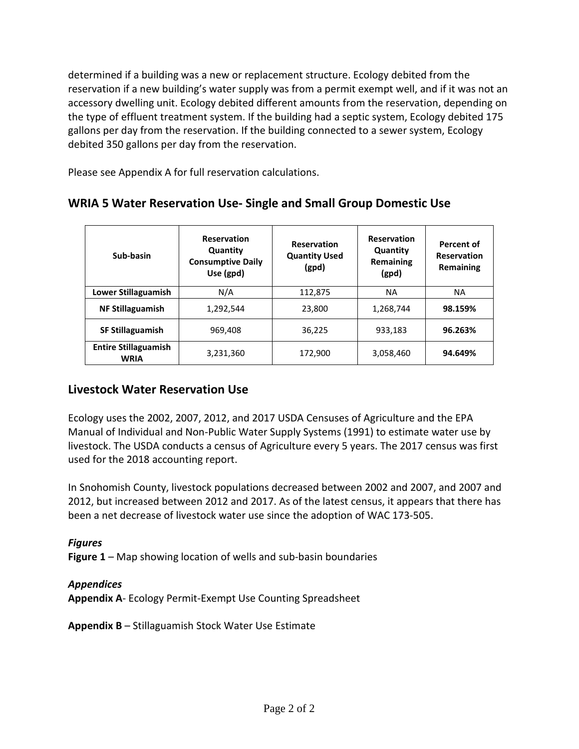determined if a building was a new or replacement structure. Ecology debited from the reservation if a new building's water supply was from a permit exempt well, and if it was not an accessory dwelling unit. Ecology debited different amounts from the reservation, depending on the type of effluent treatment system. If the building had a septic system, Ecology debited 175 gallons per day from the reservation. If the building connected to a sewer system, Ecology debited 350 gallons per day from the reservation.

Please see Appendix A for full reservation calculations.

## WRIA 5 Water Reservation Use- Single and Small Group Domestic Use

| Sub-basin | Reservation Quantity Consumptive Daily Use (gpd) | Reservation Quantity Used (gpd) | Reservation Quantity Remaining (gpd) | Percent of Reservation Remaining |
|---|---|---|---|---|
| **Lower Stillaguamish** | N/A | 112,875 | NA | NA |
| **NF Stillaguamish** | 1,292,544 | 23,800 | 1,268,744 | **98.159%** |
| **SF Stillaguamish** | 969,408 | 36,225 | 933,183 | **96.263%** |
| **Entire Stillaguamish WRIA** | 3,231,360 | 172,900 | 3,058,460 | **94.649%** |

## Livestock Water Reservation Use

Ecology uses the 2002, 2007, 2012, and 2017 USDA Censuses of Agriculture and the EPA Manual of Individual and Non-Public Water Supply Systems (1991) to estimate water use by livestock. The USDA conducts a census of Agriculture every 5 years. The 2017 census was first used for the 2018 accounting report.

In Snohomish County, livestock populations decreased between 2002 and 2007, and 2007 and 2012, but increased between 2012 and 2017. As of the latest census, it appears that there has been a net decrease of livestock water use since the adoption of WAC 173-505.

***Figures***

**Figure 1** – Map showing location of wells and sub-basin boundaries

***Appendices***

**Appendix A**- Ecology Permit-Exempt Use Counting Spreadsheet

**Appendix B** – Stillaguamish Stock Water Use Estimate